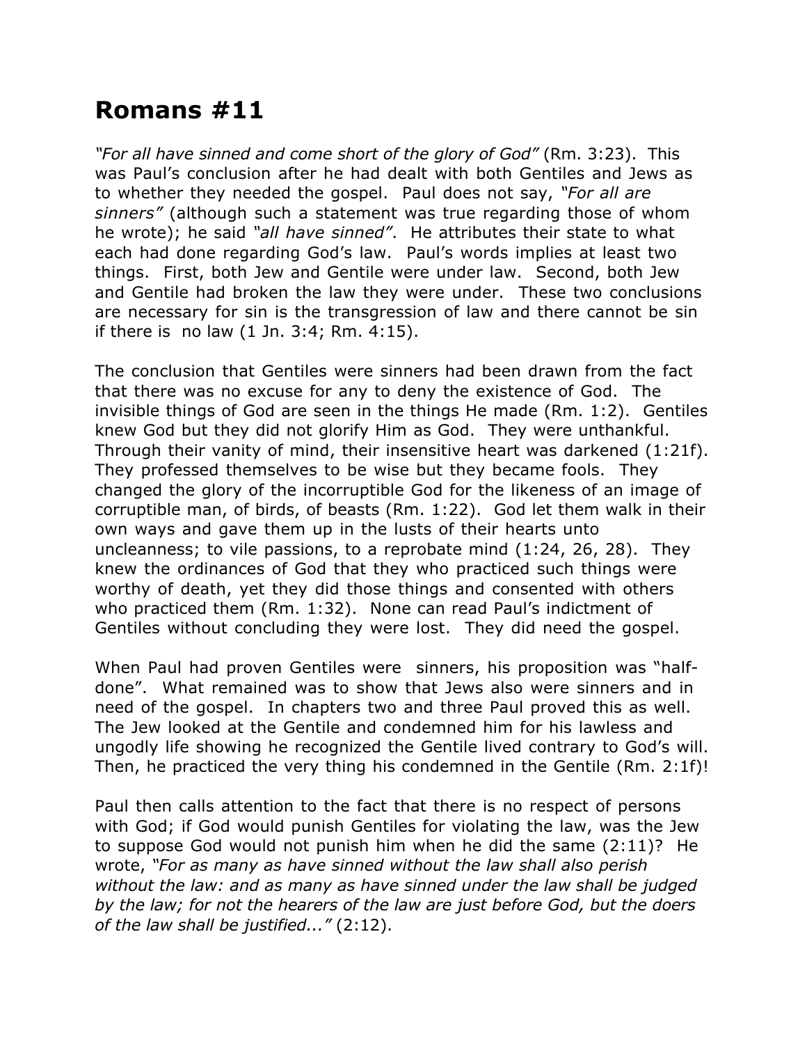# Romans #11

*"For all have sinned and come short of the glory of God"* (Rm. 3:23). This was Paul's conclusion after he had dealt with both Gentiles and Jews as to whether they needed the gospel. Paul does not say, *"For all are sinners"* (although such a statement was true regarding those of whom he wrote); he said *"all have sinned"*. He attributes their state to what each had done regarding God's law. Paul's words implies at least two things. First, both Jew and Gentile were under law. Second, both Jew and Gentile had broken the law they were under. These two conclusions are necessary for sin is the transgression of law and there cannot be sin if there is no law (1 Jn. 3:4; Rm. 4:15).

The conclusion that Gentiles were sinners had been drawn from the fact that there was no excuse for any to deny the existence of God. The invisible things of God are seen in the things He made (Rm. 1:2). Gentiles knew God but they did not glorify Him as God. They were unthankful. Through their vanity of mind, their insensitive heart was darkened (1:21f). They professed themselves to be wise but they became fools. They changed the glory of the incorruptible God for the likeness of an image of corruptible man, of birds, of beasts (Rm. 1:22). God let them walk in their own ways and gave them up in the lusts of their hearts unto uncleanness; to vile passions, to a reprobate mind (1:24, 26, 28). They knew the ordinances of God that they who practiced such things were worthy of death, yet they did those things and consented with others who practiced them (Rm. 1:32). None can read Paul's indictment of Gentiles without concluding they were lost. They did need the gospel.

When Paul had proven Gentiles were sinners, his proposition was "half-done". What remained was to show that Jews also were sinners and in need of the gospel. In chapters two and three Paul proved this as well. The Jew looked at the Gentile and condemned him for his lawless and ungodly life showing he recognized the Gentile lived contrary to God's will. Then, he practiced the very thing his condemned in the Gentile (Rm. 2:1f)!

Paul then calls attention to the fact that there is no respect of persons with God; if God would punish Gentiles for violating the law, was the Jew to suppose God would not punish him when he did the same (2:11)? He wrote, *"For as many as have sinned without the law shall also perish without the law: and as many as have sinned under the law shall be judged by the law; for not the hearers of the law are just before God, but the doers of the law shall be justified..."* (2:12).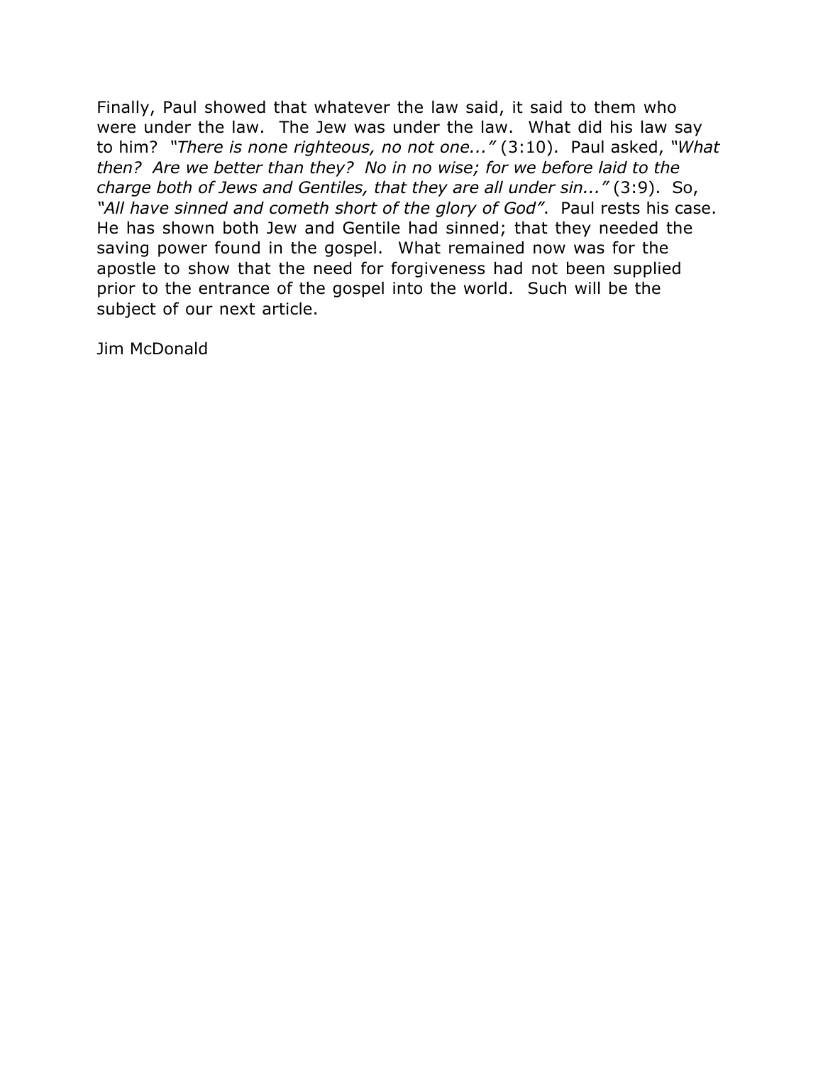Finally, Paul showed that whatever the law said, it said to them who were under the law. The Jew was under the law. What did his law say to him? *"There is none righteous, no not one..."* (3:10). Paul asked, *"What then? Are we better than they? No in no wise; for we before laid to the charge both of Jews and Gentiles, that they are all under sin..."* (3:9). So, *"All have sinned and cometh short of the glory of God"*. Paul rests his case. He has shown both Jew and Gentile had sinned; that they needed the saving power found in the gospel. What remained now was for the apostle to show that the need for forgiveness had not been supplied prior to the entrance of the gospel into the world. Such will be the subject of our next article.

Jim McDonald